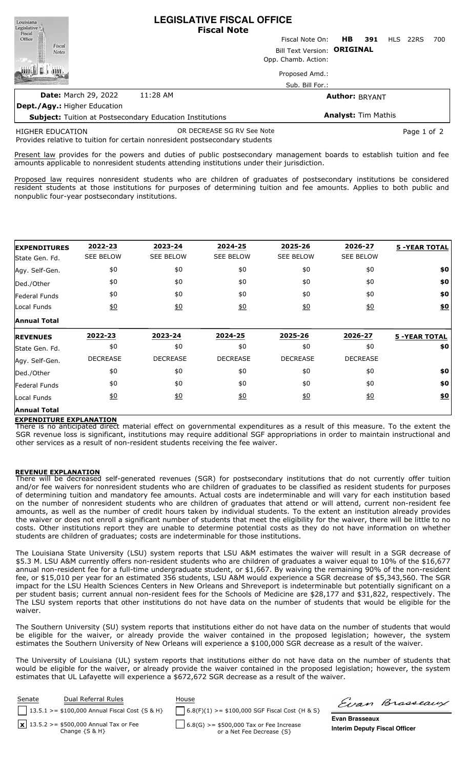# LEGISLATIVE FISCAL OFFICE
## Fiscal Note

Louisiana Legislative Fiscal Office — Fiscal Notes

Fiscal Note On: **HB 391** HLS 22RS 700

Bill Text Version: **ORIGINAL**

Opp. Chamb. Action:

Proposed Amd.:

Sub. Bill For.:

**Date:** March 29, 2022 11:28 AM

**Author:** BRYANT

**Dept./Agy.:** Higher Education

**Subject:** Tuition at Postsecondary Education Institutions

**Analyst:** Tim Mathis

HIGHER EDUCATION — OR DECREASE SG RV See Note

Provides relative to tuition for certain nonresident postsecondary students

Present law provides for the powers and duties of public postsecondary management boards to establish tuition and fee amounts applicable to nonresident students attending institutions under their jurisdiction.

Proposed law requires nonresident students who are children of graduates of postsecondary institutions be considered resident students at those institutions for purposes of determining tuition and fee amounts. Applies to both public and nonpublic four-year postsecondary institutions.

| **EXPENDITURES** | **2022-23** | **2023-24** | **2024-25** | **2025-26** | **2026-27** | **5 -YEAR TOTAL** |
|---|---|---|---|---|---|---|
| State Gen. Fd. | SEE BELOW | SEE BELOW | SEE BELOW | SEE BELOW | SEE BELOW | |
| Agy. Self-Gen. | $0 | $0 | $0 | $0 | $0 | **$0** |
| Ded./Other | $0 | $0 | $0 | $0 | $0 | **$0** |
| Federal Funds | $0 | $0 | $0 | $0 | $0 | **$0** |
| Local Funds | $0 | $0 | $0 | $0 | $0 | **$0** |
| **Annual Total** | | | | | | |

| **REVENUES** | **2022-23** | **2023-24** | **2024-25** | **2025-26** | **2026-27** | **5 -YEAR TOTAL** |
|---|---|---|---|---|---|---|
| State Gen. Fd. | $0 | $0 | $0 | $0 | $0 | **$0** |
| Agy. Self-Gen. | DECREASE | DECREASE | DECREASE | DECREASE | DECREASE | |
| Ded./Other | $0 | $0 | $0 | $0 | $0 | **$0** |
| Federal Funds | $0 | $0 | $0 | $0 | $0 | **$0** |
| Local Funds | $0 | $0 | $0 | $0 | $0 | **$0** |
| **Annual Total** | | | | | | |

**EXPENDITURE EXPLANATION**

There is no anticipated direct material effect on governmental expenditures as a result of this measure. To the extent the SGR revenue loss is significant, institutions may require additional SGF appropriations in order to maintain instructional and other services as a result of non-resident students receiving the fee waiver.

**REVENUE EXPLANATION**

There will be decreased self-generated revenues (SGR) for postsecondary institutions that do not currently offer tuition and/or fee waivers for nonresident students who are children of graduates to be classified as resident students for purposes of determining tuition and mandatory fee amounts. Actual costs are indeterminable and will vary for each institution based on the number of nonresident students who are children of graduates that attend or will attend, current non-resident fee amounts, as well as the number of credit hours taken by individual students. To the extent an institution already provides the waiver or does not enroll a significant number of students that meet the eligibility for the waiver, there will be little to no costs. Other institutions report they are unable to determine potential costs as they do not have information on whether students are children of graduates; costs are indeterminable for those institutions.

The Louisiana State University (LSU) system reports that LSU A&M estimates the waiver will result in a SGR decrease of $5.3 M. LSU A&M currently offers non-resident students who are children of graduates a waiver equal to 10% of the $16,677 annual non-resident fee for a full-time undergraduate student, or $1,667. By waiving the remaining 90% of the non-resident fee, or $15,010 per year for an estimated 356 students, LSU A&M would experience a SGR decrease of $5,343,560. The SGR impact for the LSU Health Sciences Centers in New Orleans and Shreveport is indeterminable but potentially significant on a per student basis; current annual non-resident fees for the Schools of Medicine are $28,177 and $31,822, respectively. The The LSU system reports that other institutions do not have data on the number of students that would be eligible for the waiver.

The Southern University (SU) system reports that institutions either do not have data on the number of students that would be eligible for the waiver, or already provide the waiver contained in the proposed legislation; however, the system estimates the Southern University of New Orleans will experience a $100,000 SGR decrease as a result of the waiver.

The University of Louisiana (UL) system reports that institutions either do not have data on the number of students that would be eligible for the waiver, or already provide the waiver contained in the proposed legislation; however, the system estimates that UL Lafayette will experience a $672,672 SGR decrease as a result of the waiver.

| Senate | Dual Referral Rules | House |
|---|---|---|
| [ ] | 13.5.1 >= $100,000 Annual Fiscal Cost {S & H} | [ ] 6.8(F)(1) >= $100,000 SGF Fiscal Cost {H & S} |
| [x] | 13.5.2 >= $500,000 Annual Tax or Fee Change {S & H} | [ ] 6.8(G) >= $500,000 Tax or Fee Increase or a Net Fee Decrease {S} |

**Evan Brasseaux**
**Interim Deputy Fiscal Officer**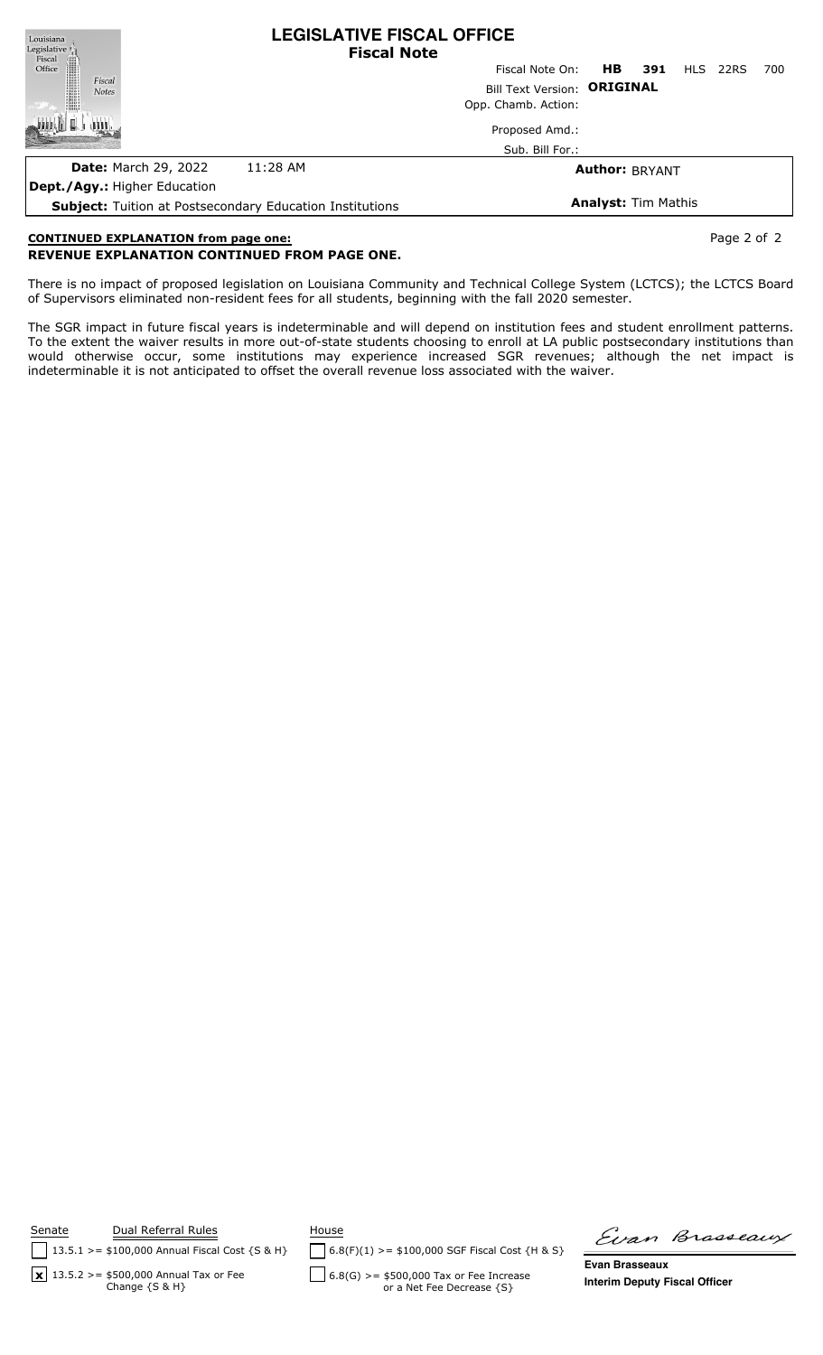# LEGISLATIVE FISCAL OFFICE
## Fiscal Note

Fiscal Note On: **HB 391** HLS 22RS 700

Bill Text Version: **ORIGINAL**

Opp. Chamb. Action:

Proposed Amd.:

Sub. Bill For.:

**Date:** March 29, 2022 11:28 AM

**Author:** BRYANT

**Dept./Agy.:** Higher Education

**Subject:** Tuition at Postsecondary Education Institutions

**Analyst:** Tim Mathis

**CONTINUED EXPLANATION from page one:**

**REVENUE EXPLANATION CONTINUED FROM PAGE ONE.**

There is no impact of proposed legislation on Louisiana Community and Technical College System (LCTCS); the LCTCS Board of Supervisors eliminated non-resident fees for all students, beginning with the fall 2020 semester.

The SGR impact in future fiscal years is indeterminable and will depend on institution fees and student enrollment patterns. To the extent the waiver results in more out-of-state students choosing to enroll at LA public postsecondary institutions than would otherwise occur, some institutions may experience increased SGR revenues; although the net impact is indeterminable it is not anticipated to offset the overall revenue loss associated with the waiver.

| Senate | Dual Referral Rules | House |
|---|---|---|
| [ ] 13.5.1 >= $100,000 Annual Fiscal Cost {S & H} | | [ ] 6.8(F)(1) >= $100,000 SGF Fiscal Cost {H & S} |
| [x] 13.5.2 >= $500,000 Annual Tax or Fee Change {S & H} | | [ ] 6.8(G) >= $500,000 Tax or Fee Increase or a Net Fee Decrease {S} |

Evan Brasseaux

**Evan Brasseaux**
**Interim Deputy Fiscal Officer**